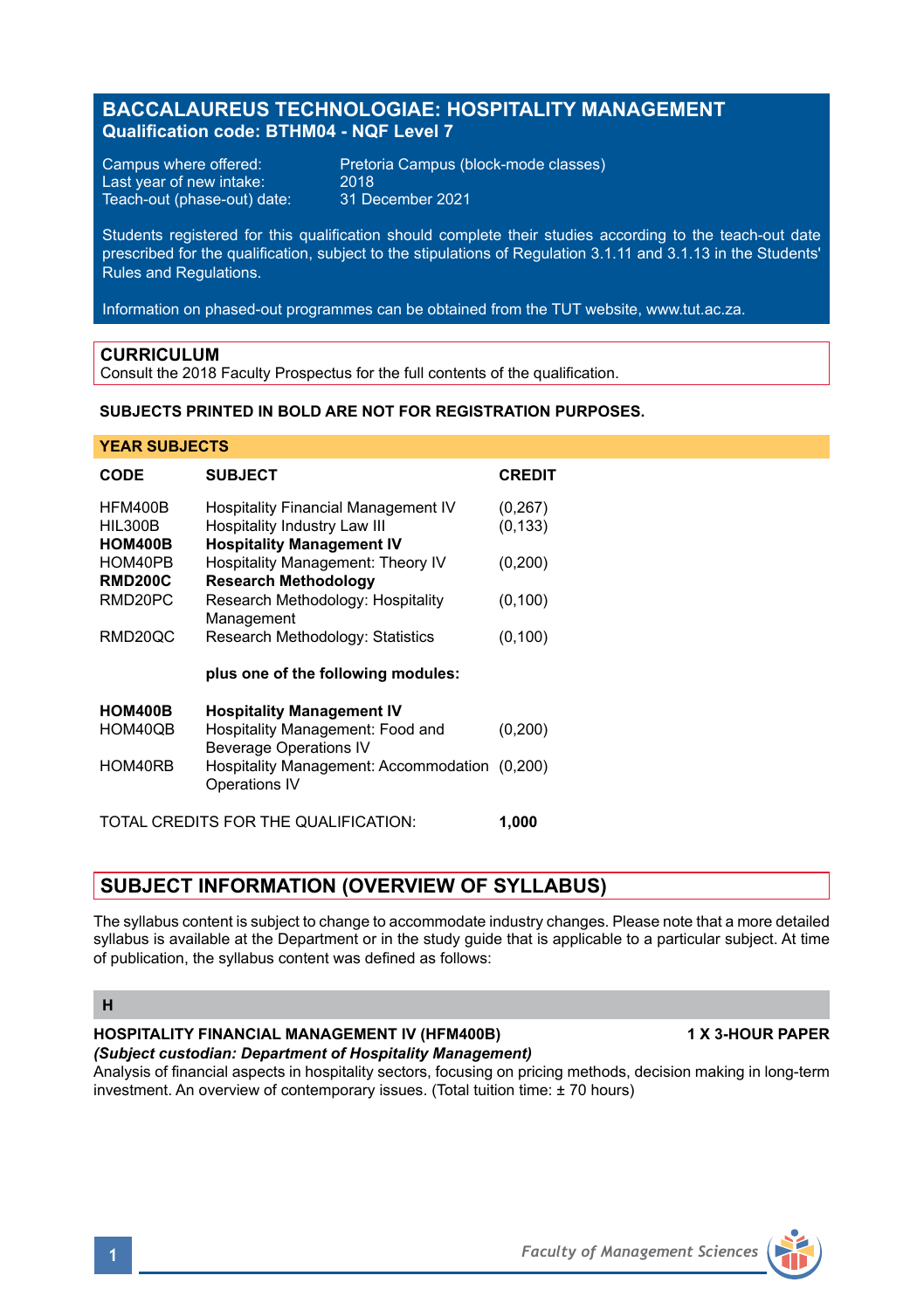# BACCALAUREUS TECHNOLOGIAE: HOSPITALITY MANAGEMENT
**Qualification code: BTHM04 - NQF Level 7**

Campus where offered: Pretoria Campus (block-mode classes)
Last year of new intake: 2018
Teach-out (phase-out) date: 31 December 2021

Students registered for this qualification should complete their studies according to the teach-out date prescribed for the qualification, subject to the stipulations of Regulation 3.1.11 and 3.1.13 in the Students' Rules and Regulations.

Information on phased-out programmes can be obtained from the TUT website, www.tut.ac.za.

## CURRICULUM
Consult the 2018 Faculty Prospectus for the full contents of the qualification.

**SUBJECTS PRINTED IN BOLD ARE NOT FOR REGISTRATION PURPOSES.**

### YEAR SUBJECTS

| CODE | SUBJECT | CREDIT |
|---|---|---|
| HFM400B | Hospitality Financial Management IV | (0,267) |
| HIL300B | Hospitality Industry Law III | (0,133) |
| **HOM400B** | **Hospitality Management IV** | |
| HOM40PB | Hospitality Management: Theory IV | (0,200) |
| **RMD200C** | **Research Methodology** | |
| RMD20PC | Research Methodology: Hospitality Management | (0,100) |
| RMD20QC | Research Methodology: Statistics | (0,100) |
| | **plus one of the following modules:** | |
| **HOM400B** | **Hospitality Management IV** | |
| HOM40QB | Hospitality Management: Food and Beverage Operations IV | (0,200) |
| HOM40RB | Hospitality Management: Accommodation Operations IV | (0,200) |

TOTAL CREDITS FOR THE QUALIFICATION: **1,000**

## SUBJECT INFORMATION (OVERVIEW OF SYLLABUS)

The syllabus content is subject to change to accommodate industry changes. Please note that a more detailed syllabus is available at the Department or in the study guide that is applicable to a particular subject. At time of publication, the syllabus content was defined as follows:

### H

**HOSPITALITY FINANCIAL MANAGEMENT IV (HFM400B)** **1 X 3-HOUR PAPER**
***(Subject custodian: Department of Hospitality Management)***
Analysis of financial aspects in hospitality sectors, focusing on pricing methods, decision making in long-term investment. An overview of contemporary issues. (Total tuition time: ± 70 hours)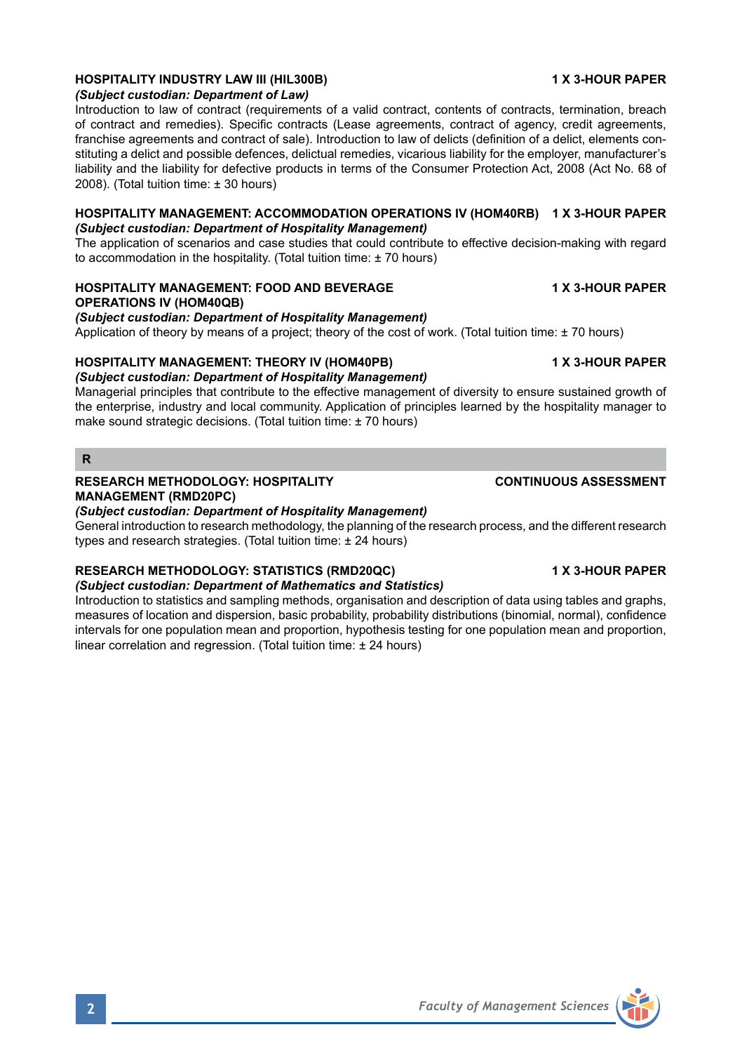**HOSPITALITY INDUSTRY LAW III (HIL300B)** **1 X 3-HOUR PAPER**
***(Subject custodian: Department of Law)***
Introduction to law of contract (requirements of a valid contract, contents of contracts, termination, breach of contract and remedies). Specific contracts (Lease agreements, contract of agency, credit agreements, franchise agreements and contract of sale). Introduction to law of delicts (definition of a delict, elements constituting a delict and possible defences, delictual remedies, vicarious liability for the employer, manufacturer's liability and the liability for defective products in terms of the Consumer Protection Act, 2008 (Act No. 68 of 2008). (Total tuition time: ± 30 hours)

**HOSPITALITY MANAGEMENT: ACCOMMODATION OPERATIONS IV (HOM40RB)** **1 X 3-HOUR PAPER**
***(Subject custodian: Department of Hospitality Management)***
The application of scenarios and case studies that could contribute to effective decision-making with regard to accommodation in the hospitality. (Total tuition time: ± 70 hours)

**HOSPITALITY MANAGEMENT: FOOD AND BEVERAGE OPERATIONS IV (HOM40QB)** **1 X 3-HOUR PAPER**
***(Subject custodian: Department of Hospitality Management)***
Application of theory by means of a project; theory of the cost of work. (Total tuition time: ± 70 hours)

**HOSPITALITY MANAGEMENT: THEORY IV (HOM40PB)** **1 X 3-HOUR PAPER**
***(Subject custodian: Department of Hospitality Management)***
Managerial principles that contribute to the effective management of diversity to ensure sustained growth of the enterprise, industry and local community. Application of principles learned by the hospitality manager to make sound strategic decisions. (Total tuition time: ± 70 hours)

## R

**RESEARCH METHODOLOGY: HOSPITALITY MANAGEMENT (RMD20PC)** **CONTINUOUS ASSESSMENT**
***(Subject custodian: Department of Hospitality Management)***
General introduction to research methodology, the planning of the research process, and the different research types and research strategies. (Total tuition time: ± 24 hours)

**RESEARCH METHODOLOGY: STATISTICS (RMD20QC)** **1 X 3-HOUR PAPER**
***(Subject custodian: Department of Mathematics and Statistics)***
Introduction to statistics and sampling methods, organisation and description of data using tables and graphs, measures of location and dispersion, basic probability, probability distributions (binomial, normal), confidence intervals for one population mean and proportion, hypothesis testing for one population mean and proportion, linear correlation and regression. (Total tuition time: ± 24 hours)